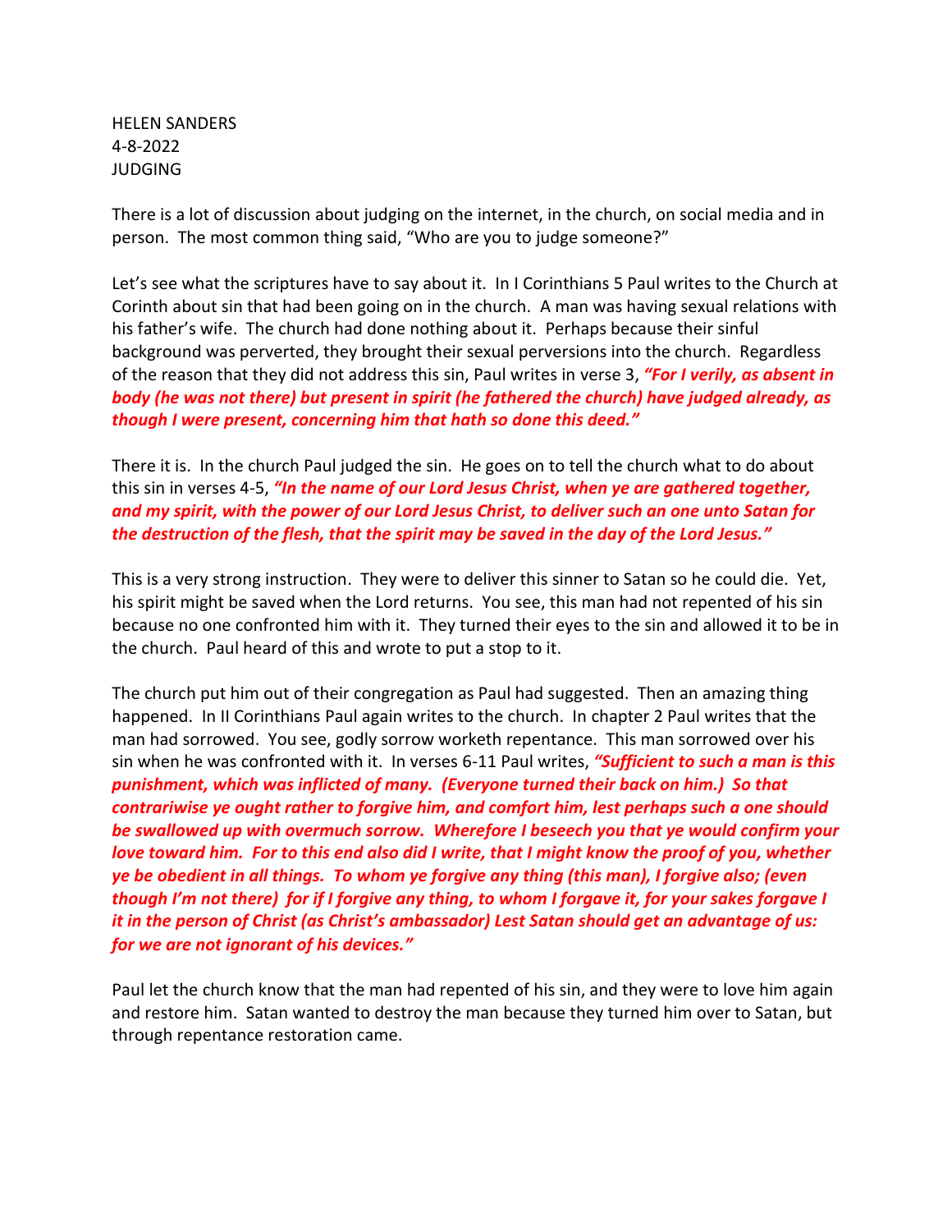HELEN SANDERS  
4-8-2022  
JUDGING

There is a lot of discussion about judging on the internet, in the church, on social media and in person. The most common thing said, "Who are you to judge someone?"

Let's see what the scriptures have to say about it. In I Corinthians 5 Paul writes to the Church at Corinth about sin that had been going on in the church. A man was having sexual relations with his father's wife. The church had done nothing about it. Perhaps because their sinful background was perverted, they brought their sexual perversions into the church. Regardless of the reason that they did not address this sin, Paul writes in verse 3, ***"For I verily, as absent in body (he was not there) but present in spirit (he fathered the church) have judged already, as though I were present, concerning him that hath so done this deed."***

There it is. In the church Paul judged the sin. He goes on to tell the church what to do about this sin in verses 4-5, ***"In the name of our Lord Jesus Christ, when ye are gathered together, and my spirit, with the power of our Lord Jesus Christ, to deliver such an one unto Satan for the destruction of the flesh, that the spirit may be saved in the day of the Lord Jesus."***

This is a very strong instruction. They were to deliver this sinner to Satan so he could die. Yet, his spirit might be saved when the Lord returns. You see, this man had not repented of his sin because no one confronted him with it. They turned their eyes to the sin and allowed it to be in the church. Paul heard of this and wrote to put a stop to it.

The church put him out of their congregation as Paul had suggested. Then an amazing thing happened. In II Corinthians Paul again writes to the church. In chapter 2 Paul writes that the man had sorrowed. You see, godly sorrow worketh repentance. This man sorrowed over his sin when he was confronted with it. In verses 6-11 Paul writes, ***"Sufficient to such a man is this punishment, which was inflicted of many. (Everyone turned their back on him.) So that contrariwise ye ought rather to forgive him, and comfort him, lest perhaps such a one should be swallowed up with overmuch sorrow. Wherefore I beseech you that ye would confirm your love toward him. For to this end also did I write, that I might know the proof of you, whether ye be obedient in all things. To whom ye forgive any thing (this man), I forgive also; (even though I'm not there) for if I forgive any thing, to whom I forgave it, for your sakes forgave I it in the person of Christ (as Christ's ambassador) Lest Satan should get an advantage of us: for we are not ignorant of his devices."***

Paul let the church know that the man had repented of his sin, and they were to love him again and restore him. Satan wanted to destroy the man because they turned him over to Satan, but through repentance restoration came.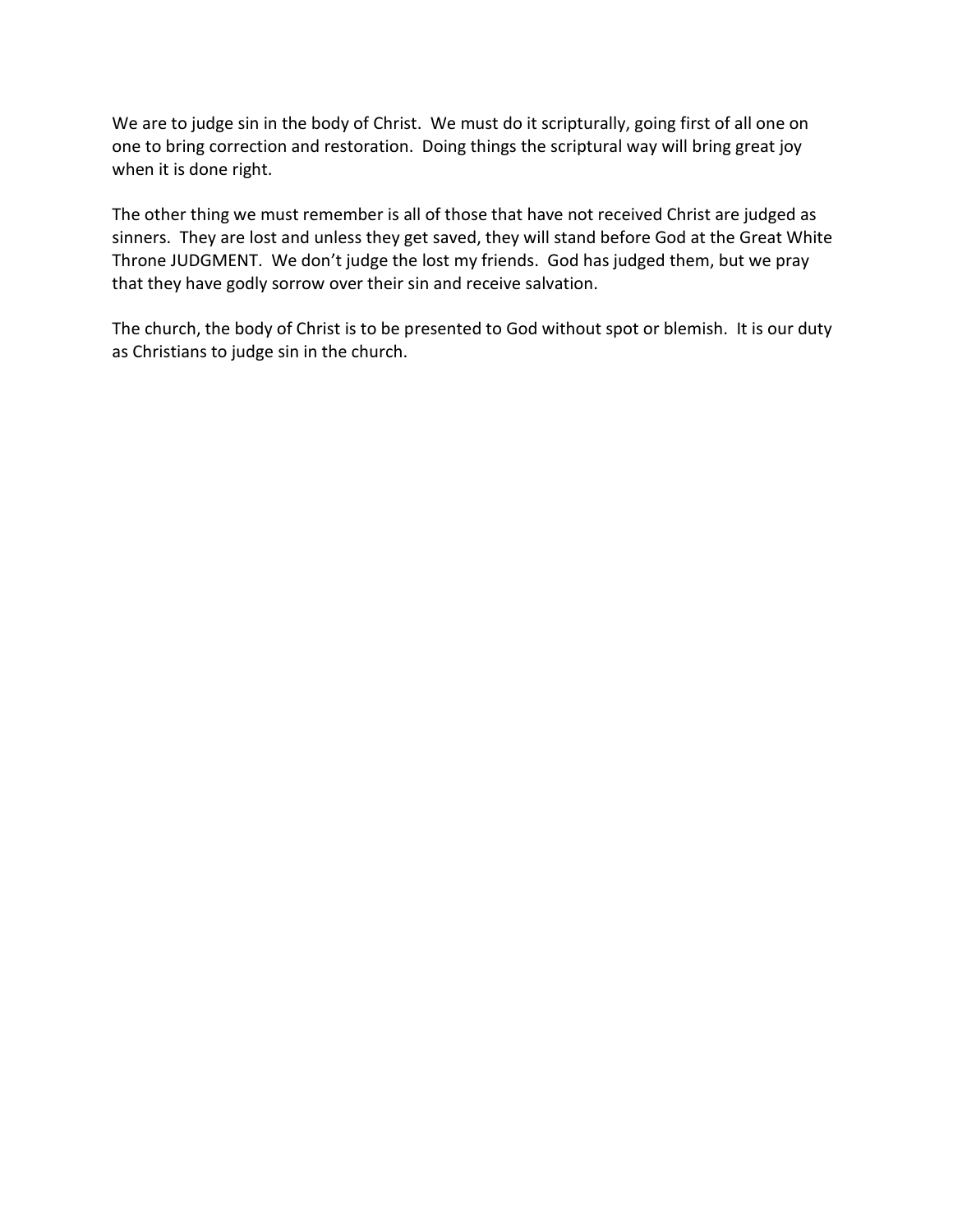We are to judge sin in the body of Christ. We must do it scripturally, going first of all one on one to bring correction and restoration. Doing things the scriptural way will bring great joy when it is done right.

The other thing we must remember is all of those that have not received Christ are judged as sinners. They are lost and unless they get saved, they will stand before God at the Great White Throne JUDGMENT. We don't judge the lost my friends. God has judged them, but we pray that they have godly sorrow over their sin and receive salvation.

The church, the body of Christ is to be presented to God without spot or blemish. It is our duty as Christians to judge sin in the church.